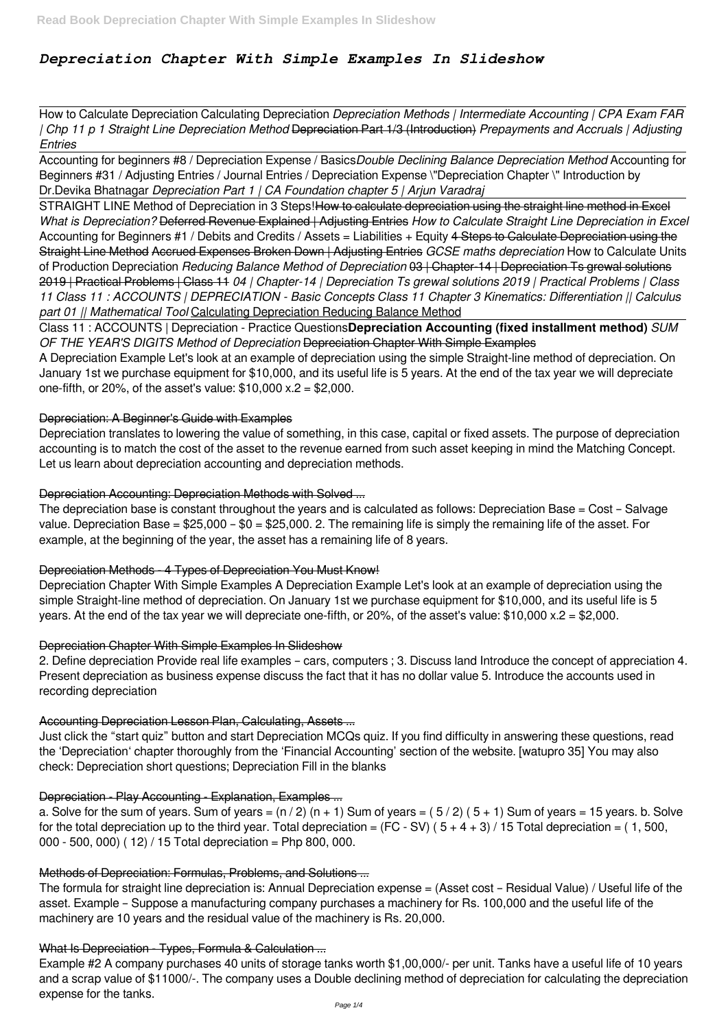# *Depreciation Chapter With Simple Examples In Slideshow*

How to Calculate Depreciation Calculating Depreciation *Depreciation Methods | Intermediate Accounting | CPA Exam FAR | Chp 11 p 1 Straight Line Depreciation Method* ~~Depreciation Part 1/3 (Introduction)~~ *Prepayments and Accruals | Adjusting Entries*

Accounting for beginners #8 / Depreciation Expense / Basics*Double Declining Balance Depreciation Method* Accounting for Beginners #31 / Adjusting Entries / Journal Entries / Depreciation Expense \"Depreciation Chapter \" Introduction by Dr.Devika Bhatnagar *Depreciation Part 1 | CA Foundation chapter 5 | Arjun Varadraj*

STRAIGHT LINE Method of Depreciation in 3 Steps!~~How to calculate depreciation using the straight line method in Excel~~ *What is Depreciation?* ~~Deferred Revenue Explained | Adjusting Entries~~ *How to Calculate Straight Line Depreciation in Excel* Accounting for Beginners #1 / Debits and Credits / Assets = Liabilities + Equity ~~4 Steps to Calculate Depreciation using the Straight Line Method~~ ~~Accrued Expenses Broken Down | Adjusting Entries~~ *GCSE maths depreciation* How to Calculate Units of Production Depreciation *Reducing Balance Method of Depreciation* ~~03 | Chapter-14 | Depreciation Ts grewal solutions 2019 | Practical Problems | Class 11~~ *04 | Chapter-14 | Depreciation Ts grewal solutions 2019 | Practical Problems | Class 11 Class 11 : ACCOUNTS | DEPRECIATION - Basic Concepts Class 11 Chapter 3 Kinematics: Differentiation || Calculus part 01 || Mathematical Tool* Calculating Depreciation Reducing Balance Method

Class 11 : ACCOUNTS | Depreciation - Practice Questions**Depreciation Accounting (fixed installment method)** *SUM OF THE YEAR'S DIGITS Method of Depreciation* ~~Depreciation Chapter With Simple Examples~~

A Depreciation Example Let's look at an example of depreciation using the simple Straight-line method of depreciation. On January 1st we purchase equipment for $10,000, and its useful life is 5 years. At the end of the tax year we will depreciate one-fifth, or 20%, of the asset's value: $10,000 x.2 = $2,000.

## Depreciation: A Beginner's Guide with Examples

Depreciation translates to lowering the value of something, in this case, capital or fixed assets. The purpose of depreciation accounting is to match the cost of the asset to the revenue earned from such asset keeping in mind the Matching Concept. Let us learn about depreciation accounting and depreciation methods.

## Depreciation Accounting: Depreciation Methods with Solved ...

The depreciation base is constant throughout the years and is calculated as follows: Depreciation Base = Cost – Salvage value. Depreciation Base = $25,000 – $0 = $25,000. 2. The remaining life is simply the remaining life of the asset. For example, at the beginning of the year, the asset has a remaining life of 8 years.

## Depreciation Methods - 4 Types of Depreciation You Must Know!

Depreciation Chapter With Simple Examples A Depreciation Example Let's look at an example of depreciation using the simple Straight-line method of depreciation. On January 1st we purchase equipment for $10,000, and its useful life is 5 years. At the end of the tax year we will depreciate one-fifth, or 20%, of the asset's value: $10,000 x.2 = $2,000.

## Depreciation Chapter With Simple Examples In Slideshow

2. Define depreciation Provide real life examples – cars, computers ; 3. Discuss land Introduce the concept of appreciation 4. Present depreciation as business expense discuss the fact that it has no dollar value 5. Introduce the accounts used in recording depreciation

## Accounting Depreciation Lesson Plan, Calculating, Assets ...

Just click the "start quiz" button and start Depreciation MCQs quiz. If you find difficulty in answering these questions, read the 'Depreciation' chapter thoroughly from the 'Financial Accounting' section of the website. [watupro 35] You may also check: Depreciation short questions; Depreciation Fill in the blanks

## Depreciation - Play Accounting - Explanation, Examples ...

a. Solve for the sum of years. Sum of years = (n / 2) (n + 1) Sum of years = ( 5 / 2) ( 5 + 1) Sum of years = 15 years. b. Solve for the total depreciation up to the third year. Total depreciation = (FC - SV) ( 5 + 4 + 3) / 15 Total depreciation = ( 1, 500, 000 - 500, 000) ( 12) / 15 Total depreciation = Php 800, 000.

## Methods of Depreciation: Formulas, Problems, and Solutions ...

The formula for straight line depreciation is: Annual Depreciation expense = (Asset cost – Residual Value) / Useful life of the asset. Example – Suppose a manufacturing company purchases a machinery for Rs. 100,000 and the useful life of the machinery are 10 years and the residual value of the machinery is Rs. 20,000.

## What Is Depreciation - Types, Formula & Calculation ...

Example #2 A company purchases 40 units of storage tanks worth $1,00,000/- per unit. Tanks have a useful life of 10 years and a scrap value of $11000/-. The company uses a Double declining method of depreciation for calculating the depreciation expense for the tanks.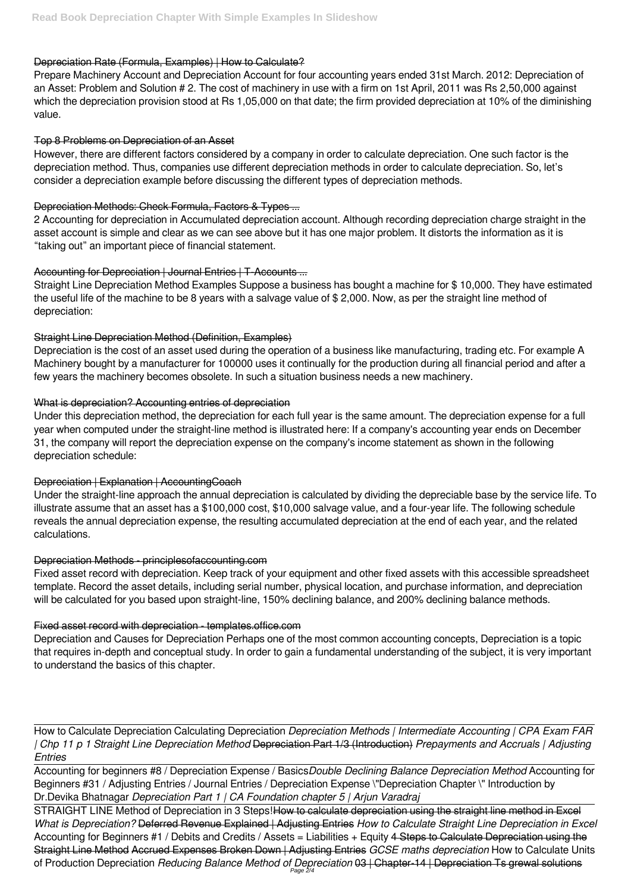## Depreciation Rate (Formula, Examples) | How to Calculate?

Prepare Machinery Account and Depreciation Account for four accounting years ended 31st March. 2012: Depreciation of an Asset: Problem and Solution # 2. The cost of machinery in use with a firm on 1st April, 2011 was Rs 2,50,000 against which the depreciation provision stood at Rs 1,05,000 on that date; the firm provided depreciation at 10% of the diminishing value.

## Top 8 Problems on Depreciation of an Asset

However, there are different factors considered by a company in order to calculate depreciation. One such factor is the depreciation method. Thus, companies use different depreciation methods in order to calculate depreciation. So, let's consider a depreciation example before discussing the different types of depreciation methods.

## Depreciation Methods: Check Formula, Factors & Types ...

2 Accounting for depreciation in Accumulated depreciation account. Although recording depreciation charge straight in the asset account is simple and clear as we can see above but it has one major problem. It distorts the information as it is "taking out" an important piece of financial statement.

## Accounting for Depreciation | Journal Entries | T-Accounts ...

Straight Line Depreciation Method Examples Suppose a business has bought a machine for $ 10,000. They have estimated the useful life of the machine to be 8 years with a salvage value of $ 2,000. Now, as per the straight line method of depreciation:

## Straight Line Depreciation Method (Definition, Examples)

Depreciation is the cost of an asset used during the operation of a business like manufacturing, trading etc. For example A Machinery bought by a manufacturer for 100000 uses it continually for the production during all financial period and after a few years the machinery becomes obsolete. In such a situation business needs a new machinery.

## What is depreciation? Accounting entries of depreciation

Under this depreciation method, the depreciation for each full year is the same amount. The depreciation expense for a full year when computed under the straight-line method is illustrated here: If a company's accounting year ends on December 31, the company will report the depreciation expense on the company's income statement as shown in the following depreciation schedule:

## Depreciation | Explanation | AccountingCoach

Under the straight-line approach the annual depreciation is calculated by dividing the depreciable base by the service life. To illustrate assume that an asset has a $100,000 cost, $10,000 salvage value, and a four-year life. The following schedule reveals the annual depreciation expense, the resulting accumulated depreciation at the end of each year, and the related calculations.

## Depreciation Methods - principlesofaccounting.com

Fixed asset record with depreciation. Keep track of your equipment and other fixed assets with this accessible spreadsheet template. Record the asset details, including serial number, physical location, and purchase information, and depreciation will be calculated for you based upon straight-line, 150% declining balance, and 200% declining balance methods.

## Fixed asset record with depreciation - templates.office.com

Depreciation and Causes for Depreciation Perhaps one of the most common accounting concepts, Depreciation is a topic that requires in-depth and conceptual study. In order to gain a fundamental understanding of the subject, it is very important to understand the basics of this chapter.

---

How to Calculate Depreciation Calculating Depreciation *Depreciation Methods | Intermediate Accounting | CPA Exam FAR | Chp 11 p 1 Straight Line Depreciation Method* ~~Depreciation Part 1/3 (Introduction)~~ *Prepayments and Accruals | Adjusting Entries*

---

Accounting for beginners #8 / Depreciation Expense / Basics*Double Declining Balance Depreciation Method* Accounting for Beginners #31 / Adjusting Entries / Journal Entries / Depreciation Expense \"Depreciation Chapter \" Introduction by Dr.Devika Bhatnagar *Depreciation Part 1 | CA Foundation chapter 5 | Arjun Varadraj*

---

STRAIGHT LINE Method of Depreciation in 3 Steps!~~How to calculate depreciation using the straight line method in Excel~~ *What is Depreciation?* ~~Deferred Revenue Explained | Adjusting Entries~~ *How to Calculate Straight Line Depreciation in Excel* Accounting for Beginners #1 / Debits and Credits / Assets = Liabilities + Equity ~~4 Steps to Calculate Depreciation using the Straight Line Method~~ ~~Accrued Expenses Broken Down | Adjusting Entries~~ *GCSE maths depreciation* How to Calculate Units of Production Depreciation *Reducing Balance Method of Depreciation* ~~03 | Chapter-14 | Depreciation Ts grewal solutions~~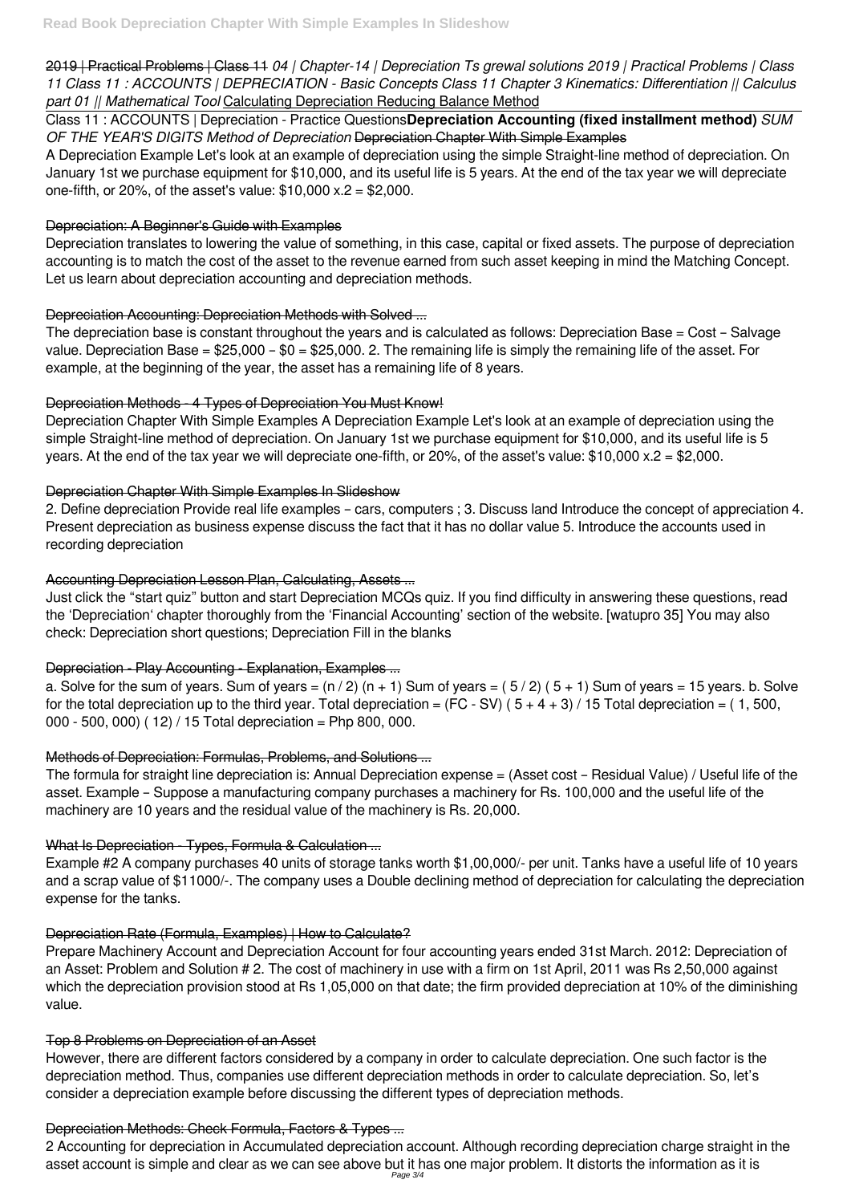2019 | Practical Problems | Class 11 *04 | Chapter-14 | Depreciation Ts grewal solutions 2019 | Practical Problems | Class 11 Class 11 : ACCOUNTS | DEPRECIATION - Basic Concepts Class 11 Chapter 3 Kinematics: Differentiation || Calculus part 01 || Mathematical Tool* Calculating Depreciation Reducing Balance Method

Class 11 : ACCOUNTS | Depreciation - Practice Questions **Depreciation Accounting (fixed installment method)** *SUM OF THE YEAR'S DIGITS Method of Depreciation* Depreciation Chapter With Simple Examples

A Depreciation Example Let's look at an example of depreciation using the simple Straight-line method of depreciation. On January 1st we purchase equipment for $10,000, and its useful life is 5 years. At the end of the tax year we will depreciate one-fifth, or 20%, of the asset's value: $10,000 x.2 = $2,000.

## Depreciation: A Beginner's Guide with Examples

Depreciation translates to lowering the value of something, in this case, capital or fixed assets. The purpose of depreciation accounting is to match the cost of the asset to the revenue earned from such asset keeping in mind the Matching Concept. Let us learn about depreciation accounting and depreciation methods.

## Depreciation Accounting: Depreciation Methods with Solved ...

The depreciation base is constant throughout the years and is calculated as follows: Depreciation Base = Cost – Salvage value. Depreciation Base = $25,000 – $0 = $25,000. 2. The remaining life is simply the remaining life of the asset. For example, at the beginning of the year, the asset has a remaining life of 8 years.

## Depreciation Methods - 4 Types of Depreciation You Must Know!

Depreciation Chapter With Simple Examples A Depreciation Example Let's look at an example of depreciation using the simple Straight-line method of depreciation. On January 1st we purchase equipment for $10,000, and its useful life is 5 years. At the end of the tax year we will depreciate one-fifth, or 20%, of the asset's value: $10,000 x.2 = $2,000.

## Depreciation Chapter With Simple Examples In Slideshow

2. Define depreciation Provide real life examples – cars, computers ; 3. Discuss land Introduce the concept of appreciation 4. Present depreciation as business expense discuss the fact that it has no dollar value 5. Introduce the accounts used in recording depreciation

## Accounting Depreciation Lesson Plan, Calculating, Assets ...

Just click the "start quiz" button and start Depreciation MCQs quiz. If you find difficulty in answering these questions, read the 'Depreciation' chapter thoroughly from the 'Financial Accounting' section of the website. [watupro 35] You may also check: Depreciation short questions; Depreciation Fill in the blanks

## Depreciation - Play Accounting - Explanation, Examples ...

a. Solve for the sum of years. Sum of years = (n / 2) (n + 1) Sum of years = ( 5 / 2) ( 5 + 1) Sum of years = 15 years. b. Solve for the total depreciation up to the third year. Total depreciation = (FC - SV) ( 5 + 4 + 3) / 15 Total depreciation = ( 1, 500, 000 - 500, 000) ( 12) / 15 Total depreciation = Php 800, 000.

## Methods of Depreciation: Formulas, Problems, and Solutions ...

The formula for straight line depreciation is: Annual Depreciation expense = (Asset cost – Residual Value) / Useful life of the asset. Example – Suppose a manufacturing company purchases a machinery for Rs. 100,000 and the useful life of the machinery are 10 years and the residual value of the machinery is Rs. 20,000.

## What Is Depreciation - Types, Formula & Calculation ...

Example #2 A company purchases 40 units of storage tanks worth $1,00,000/- per unit. Tanks have a useful life of 10 years and a scrap value of $11000/-. The company uses a Double declining method of depreciation for calculating the depreciation expense for the tanks.

## Depreciation Rate (Formula, Examples) | How to Calculate?

Prepare Machinery Account and Depreciation Account for four accounting years ended 31st March. 2012: Depreciation of an Asset: Problem and Solution # 2. The cost of machinery in use with a firm on 1st April, 2011 was Rs 2,50,000 against which the depreciation provision stood at Rs 1,05,000 on that date; the firm provided depreciation at 10% of the diminishing value.

## Top 8 Problems on Depreciation of an Asset

However, there are different factors considered by a company in order to calculate depreciation. One such factor is the depreciation method. Thus, companies use different depreciation methods in order to calculate depreciation. So, let's consider a depreciation example before discussing the different types of depreciation methods.

## Depreciation Methods: Check Formula, Factors & Types ...

2 Accounting for depreciation in Accumulated depreciation account. Although recording depreciation charge straight in the asset account is simple and clear as we can see above but it has one major problem. It distorts the information as it is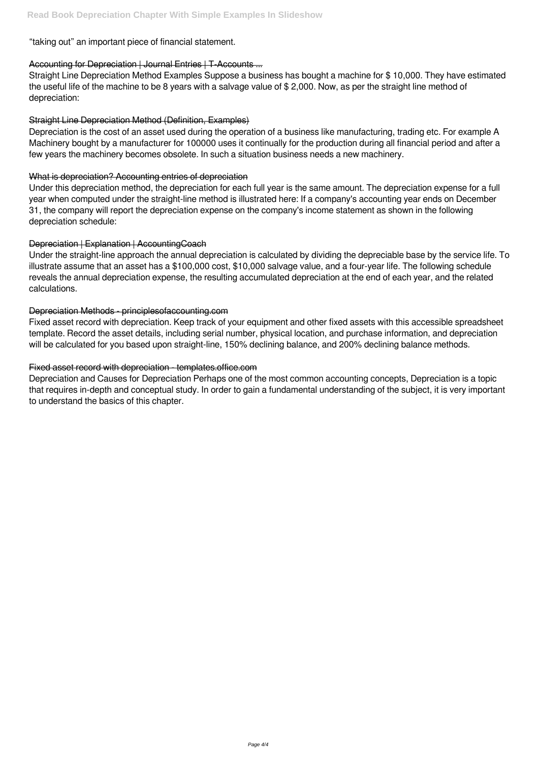"taking out" an important piece of financial statement.

Accounting for Depreciation | Journal Entries | T-Accounts ...

Straight Line Depreciation Method Examples Suppose a business has bought a machine for $ 10,000. They have estimated the useful life of the machine to be 8 years with a salvage value of $ 2,000. Now, as per the straight line method of depreciation:

Straight Line Depreciation Method (Definition, Examples)

Depreciation is the cost of an asset used during the operation of a business like manufacturing, trading etc. For example A Machinery bought by a manufacturer for 100000 uses it continually for the production during all financial period and after a few years the machinery becomes obsolete. In such a situation business needs a new machinery.

What is depreciation? Accounting entries of depreciation

Under this depreciation method, the depreciation for each full year is the same amount. The depreciation expense for a full year when computed under the straight-line method is illustrated here: If a company's accounting year ends on December 31, the company will report the depreciation expense on the company's income statement as shown in the following depreciation schedule:

Depreciation | Explanation | AccountingCoach

Under the straight-line approach the annual depreciation is calculated by dividing the depreciable base by the service life. To illustrate assume that an asset has a $100,000 cost, $10,000 salvage value, and a four-year life. The following schedule reveals the annual depreciation expense, the resulting accumulated depreciation at the end of each year, and the related calculations.

Depreciation Methods - principlesofaccounting.com

Fixed asset record with depreciation. Keep track of your equipment and other fixed assets with this accessible spreadsheet template. Record the asset details, including serial number, physical location, and purchase information, and depreciation will be calculated for you based upon straight-line, 150% declining balance, and 200% declining balance methods.

Fixed asset record with depreciation - templates.office.com

Depreciation and Causes for Depreciation Perhaps one of the most common accounting concepts, Depreciation is a topic that requires in-depth and conceptual study. In order to gain a fundamental understanding of the subject, it is very important to understand the basics of this chapter.